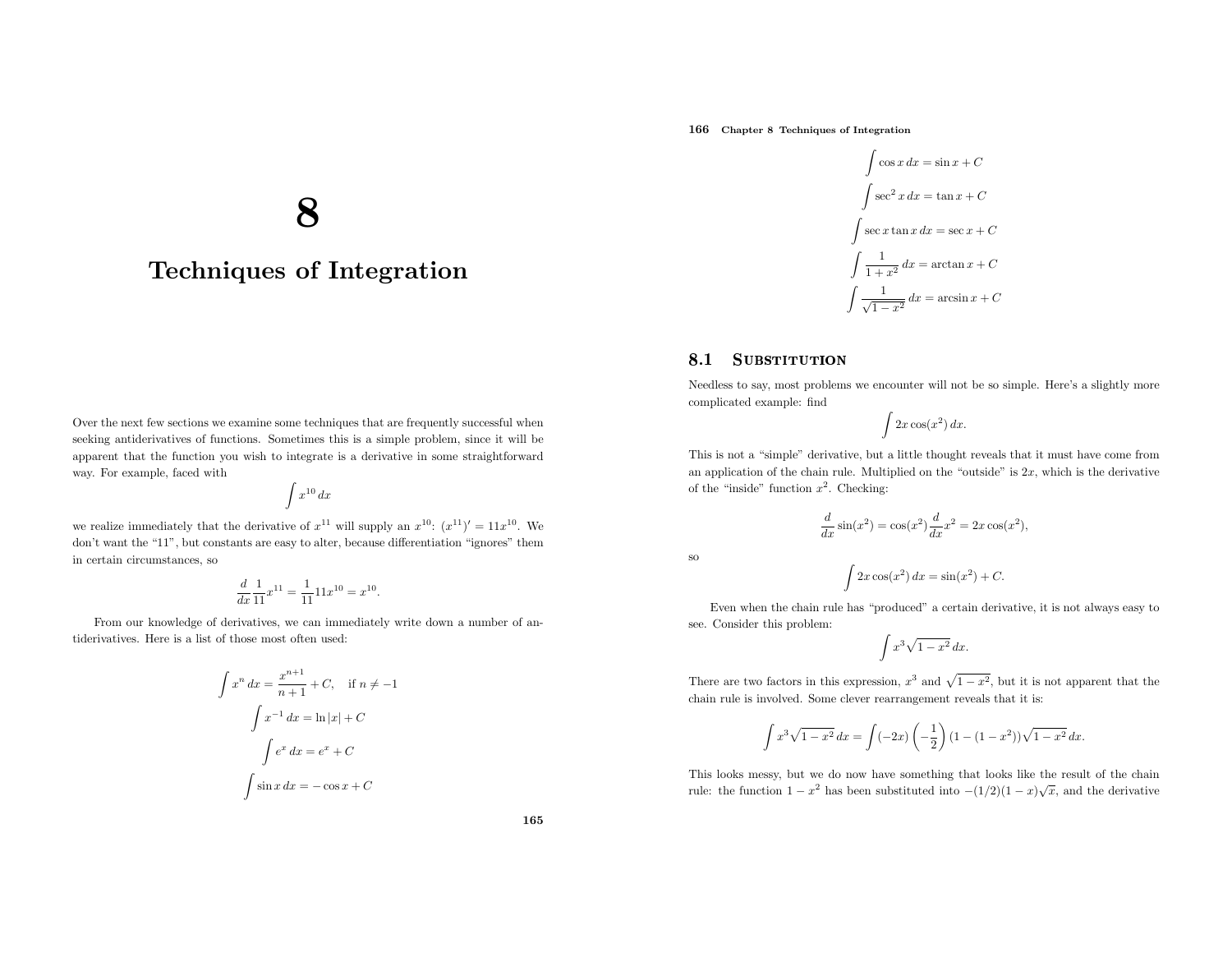# 8

# Techniques of Integration

Over the next few sections we examine some techniques that are frequently successful when seeking antiderivatives of functions. Sometimes this is a simple problem, since it will be apparent that the function you wish to integrate is a derivative in some straightforward way. For example, faced with

$$\int x^{10}\,dx$$

we realize immediately that the derivative of $x^{11}$ will supply an $x^{10}$: $(x^{11})' = 11x^{10}$. We don't want the "11", but constants are easy to alter, because differentiation "ignores" them in certain circumstances, so

$$\frac{d}{dx}\frac{1}{11}x^{11} = \frac{1}{11}11x^{10} = x^{10}.$$

From our knowledge of derivatives, we can immediately write down a number of antiderivatives. Here is a list of those most often used:

$$\int x^n\,dx = \frac{x^{n+1}}{n+1} + C, \quad \text{if } n \neq -1$$

$$\int x^{-1}\,dx = \ln|x| + C$$

$$\int e^x\,dx = e^x + C$$

$$\int \sin x\,dx = -\cos x + C$$

$$\int \cos x\,dx = \sin x + C$$

$$\int \sec^2 x\,dx = \tan x + C$$

$$\int \sec x \tan x\,dx = \sec x + C$$

$$\int \frac{1}{1+x^2}\,dx = \arctan x + C$$

$$\int \frac{1}{\sqrt{1-x^2}}\,dx = \arcsin x + C$$

## 8.1 Substitution

Needless to say, most problems we encounter will not be so simple. Here's a slightly more complicated example: find

$$\int 2x\cos(x^2)\,dx.$$

This is not a "simple" derivative, but a little thought reveals that it must have come from an application of the chain rule. Multiplied on the "outside" is $2x$, which is the derivative of the "inside" function $x^2$. Checking:

$$\frac{d}{dx}\sin(x^2) = \cos(x^2)\frac{d}{dx}x^2 = 2x\cos(x^2),$$

so

$$\int 2x\cos(x^2)\,dx = \sin(x^2) + C.$$

Even when the chain rule has "produced" a certain derivative, it is not always easy to see. Consider this problem:

$$\int x^3\sqrt{1-x^2}\,dx.$$

There are two factors in this expression, $x^3$ and $\sqrt{1-x^2}$, but it is not apparent that the chain rule is involved. Some clever rearrangement reveals that it is:

$$\int x^3\sqrt{1-x^2}\,dx = \int (-2x)\left(-\frac{1}{2}\right)(1-(1-x^2))\sqrt{1-x^2}\,dx.$$

This looks messy, but we do now have something that looks like the result of the chain rule: the function $1-x^2$ has been substituted into $-(1/2)(1-x)\sqrt{x}$, and the derivative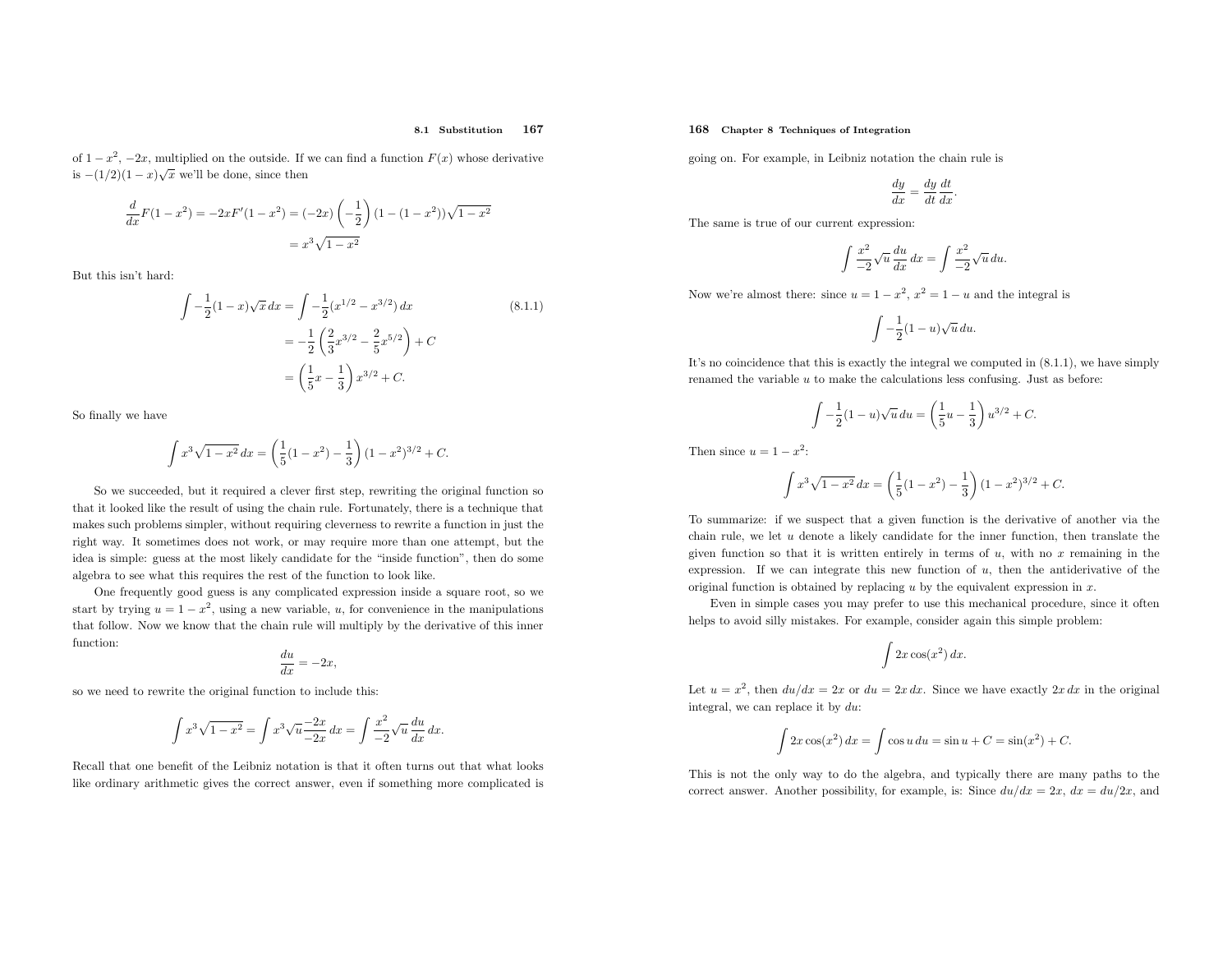of $1-x^2$, $-2x$, multiplied on the outside. If we can find a function $F(x)$ whose derivative is $-(1/2)(1-x)\sqrt{x}$ we'll be done, since then

$$\frac{d}{dx}F(1-x^2) = -2xF'(1-x^2) = (-2x)\left(-\frac{1}{2}\right)(1-(1-x^2))\sqrt{1-x^2}$$
$$= x^3\sqrt{1-x^2}$$

But this isn't hard:

$$\int -\frac{1}{2}(1-x)\sqrt{x}\,dx = \int -\frac{1}{2}(x^{1/2}-x^{3/2})\,dx \tag{8.1.1}$$
$$= -\frac{1}{2}\left(\frac{2}{3}x^{3/2}-\frac{2}{5}x^{5/2}\right)+C$$
$$= \left(\frac{1}{5}x-\frac{1}{3}\right)x^{3/2}+C.$$

So finally we have

$$\int x^3\sqrt{1-x^2}\,dx = \left(\frac{1}{5}(1-x^2)-\frac{1}{3}\right)(1-x^2)^{3/2}+C.$$

So we succeeded, but it required a clever first step, rewriting the original function so that it looked like the result of using the chain rule. Fortunately, there is a technique that makes such problems simpler, without requiring cleverness to rewrite a function in just the right way. It sometimes does not work, or may require more than one attempt, but the idea is simple: guess at the most likely candidate for the "inside function", then do some algebra to see what this requires the rest of the function to look like.

One frequently good guess is any complicated expression inside a square root, so we start by trying $u = 1-x^2$, using a new variable, $u$, for convenience in the manipulations that follow. Now we know that the chain rule will multiply by the derivative of this inner function:

$$\frac{du}{dx} = -2x,$$

so we need to rewrite the original function to include this:

$$\int x^3\sqrt{1-x^2} = \int x^3\sqrt{u}\frac{-2x}{-2x}\,dx = \int \frac{x^2}{-2}\sqrt{u}\frac{du}{dx}\,dx.$$

Recall that one benefit of the Leibniz notation is that it often turns out that what looks like ordinary arithmetic gives the correct answer, even if something more complicated is going on. For example, in Leibniz notation the chain rule is

$$\frac{dy}{dx} = \frac{dy}{dt}\frac{dt}{dx}.$$

The same is true of our current expression:

$$\int \frac{x^2}{-2}\sqrt{u}\frac{du}{dx}\,dx = \int \frac{x^2}{-2}\sqrt{u}\,du.$$

Now we're almost there: since $u = 1-x^2$, $x^2 = 1-u$ and the integral is

$$\int -\frac{1}{2}(1-u)\sqrt{u}\,du.$$

It's no coincidence that this is exactly the integral we computed in (8.1.1), we have simply renamed the variable $u$ to make the calculations less confusing. Just as before:

$$\int -\frac{1}{2}(1-u)\sqrt{u}\,du = \left(\frac{1}{5}u-\frac{1}{3}\right)u^{3/2}+C.$$

Then since $u = 1-x^2$:

$$\int x^3\sqrt{1-x^2}\,dx = \left(\frac{1}{5}(1-x^2)-\frac{1}{3}\right)(1-x^2)^{3/2}+C.$$

To summarize: if we suspect that a given function is the derivative of another via the chain rule, we let $u$ denote a likely candidate for the inner function, then translate the given function so that it is written entirely in terms of $u$, with no $x$ remaining in the expression. If we can integrate this new function of $u$, then the antiderivative of the original function is obtained by replacing $u$ by the equivalent expression in $x$.

Even in simple cases you may prefer to use this mechanical procedure, since it often helps to avoid silly mistakes. For example, consider again this simple problem:

$$\int 2x\cos(x^2)\,dx.$$

Let $u = x^2$, then $du/dx = 2x$ or $du = 2x\,dx$. Since we have exactly $2x\,dx$ in the original integral, we can replace it by $du$:

$$\int 2x\cos(x^2)\,dx = \int \cos u\,du = \sin u + C = \sin(x^2)+C.$$

This is not the only way to do the algebra, and typically there are many paths to the correct answer. Another possibility, for example, is: Since $du/dx = 2x$, $dx = du/2x$, and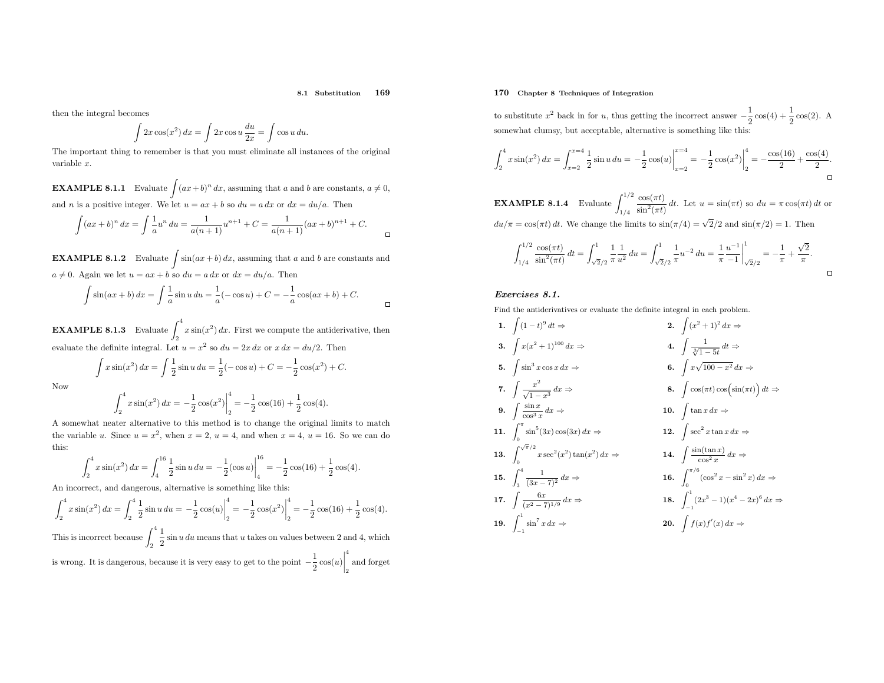then the integral becomes

$$\int 2x\cos(x^2)\,dx = \int 2x\cos u\,\frac{du}{2x} = \int \cos u\,du.$$

The important thing to remember is that you must eliminate all instances of the original variable $x$.

**EXAMPLE 8.1.1** Evaluate $\int (ax+b)^n\,dx$, assuming that $a$ and $b$ are constants, $a \neq 0$, and $n$ is a positive integer. We let $u = ax+b$ so $du = a\,dx$ or $dx = du/a$. Then

$$\int (ax+b)^n\,dx = \int \frac{1}{a}u^n\,du = \frac{1}{a(n+1)}u^{n+1} + C = \frac{1}{a(n+1)}(ax+b)^{n+1} + C.$$

**EXAMPLE 8.1.2** Evaluate $\int \sin(ax+b)\,dx$, assuming that $a$ and $b$ are constants and $a \neq 0$. Again we let $u = ax+b$ so $du = a\,dx$ or $dx = du/a$. Then

$$\int \sin(ax+b)\,dx = \int \frac{1}{a}\sin u\,du = \frac{1}{a}(-\cos u) + C = -\frac{1}{a}\cos(ax+b) + C.$$

**EXAMPLE 8.1.3** Evaluate $\int_2^4 x\sin(x^2)\,dx$. First we compute the antiderivative, then evaluate the definite integral. Let $u = x^2$ so $du = 2x\,dx$ or $x\,dx = du/2$. Then

$$\int x\sin(x^2)\,dx = \int \frac{1}{2}\sin u\,du = \frac{1}{2}(-\cos u) + C = -\frac{1}{2}\cos(x^2) + C.$$

Now

$$\int_2^4 x\sin(x^2)\,dx = -\frac{1}{2}\cos(x^2)\Big|_2^4 = -\frac{1}{2}\cos(16) + \frac{1}{2}\cos(4).$$

A somewhat neater alternative to this method is to change the original limits to match the variable $u$. Since $u = x^2$, when $x = 2$, $u = 4$, and when $x = 4$, $u = 16$. So we can do this:

$$\int_2^4 x\sin(x^2)\,dx = \int_4^{16} \frac{1}{2}\sin u\,du = -\frac{1}{2}(\cos u)\Big|_4^{16} = -\frac{1}{2}\cos(16) + \frac{1}{2}\cos(4).$$

An incorrect, and dangerous, alternative is something like this:

$$\int_2^4 x\sin(x^2)\,dx = \int_2^4 \frac{1}{2}\sin u\,du = -\frac{1}{2}\cos(u)\Big|_2^4 = -\frac{1}{2}\cos(x^2)\Big|_2^4 = -\frac{1}{2}\cos(16) + \frac{1}{2}\cos(4).$$

This is incorrect because $\int_2^4 \frac{1}{2}\sin u\,du$ means that $u$ takes on values between 2 and 4, which is wrong. It is dangerous, because it is very easy to get to the point $-\frac{1}{2}\cos(u)\Big|_2^4$ and forget to substitute $x^2$ back in for $u$, thus getting the incorrect answer $-\frac{1}{2}\cos(4) + \frac{1}{2}\cos(2)$. A somewhat clumsy, but acceptable, alternative is something like this:

$$\int_2^4 x\sin(x^2)\,dx = \int_{x=2}^{x=4} \frac{1}{2}\sin u\,du = -\frac{1}{2}\cos(u)\Big|_{x=2}^{x=4} = -\frac{1}{2}\cos(x^2)\Big|_2^4 = -\frac{\cos(16)}{2} + \frac{\cos(4)}{2}.$$

**EXAMPLE 8.1.4** Evaluate $\int_{1/4}^{1/2} \frac{\cos(\pi t)}{\sin^2(\pi t)}\,dt$. Let $u = \sin(\pi t)$ so $du = \pi\cos(\pi t)\,dt$ or $du/\pi = \cos(\pi t)\,dt$. We change the limits to $\sin(\pi/4) = \sqrt{2}/2$ and $\sin(\pi/2) = 1$. Then

$$\int_{1/4}^{1/2} \frac{\cos(\pi t)}{\sin^2(\pi t)}\,dt = \int_{\sqrt{2}/2}^{1} \frac{1}{\pi}\frac{1}{u^2}\,du = \int_{\sqrt{2}/2}^{1} \frac{1}{\pi}u^{-2}\,du = \frac{1}{\pi}\frac{u^{-1}}{-1}\Big|_{\sqrt{2}/2}^{1} = -\frac{1}{\pi} + \frac{\sqrt{2}}{\pi}.$$

## *Exercises 8.1.*

Find the antiderivatives or evaluate the definite integral in each problem.

1. $\int (1-t)^9\,dt \Rightarrow$
2. $\int (x^2+1)^2\,dx \Rightarrow$
3. $\int x(x^2+1)^{100}\,dx \Rightarrow$
4. $\int \frac{1}{\sqrt[3]{1-5t}}\,dt \Rightarrow$
5. $\int \sin^3 x\cos x\,dx \Rightarrow$
6. $\int x\sqrt{100-x^2}\,dx \Rightarrow$
7. $\int \frac{x^2}{\sqrt{1-x^3}}\,dx \Rightarrow$
8. $\int \cos(\pi t)\cos\big(\sin(\pi t)\big)\,dt \Rightarrow$
9. $\int \frac{\sin x}{\cos^3 x}\,dx \Rightarrow$
10. $\int \tan x\,dx \Rightarrow$
11. $\int_0^\pi \sin^5(3x)\cos(3x)\,dx \Rightarrow$
12. $\int \sec^2 x\tan x\,dx \Rightarrow$
13. $\int_0^{\sqrt{\pi}/2} x\sec^2(x^2)\tan(x^2)\,dx \Rightarrow$
14. $\int \frac{\sin(\tan x)}{\cos^2 x}\,dx \Rightarrow$
15. $\int_3^4 \frac{1}{(3x-7)^2}\,dx \Rightarrow$
16. $\int_0^{\pi/6} (\cos^2 x - \sin^2 x)\,dx \Rightarrow$
17. $\int \frac{6x}{(x^2-7)^{1/9}}\,dx \Rightarrow$
18. $\int_{-1}^1 (2x^3-1)(x^4-2x)^6\,dx \Rightarrow$
19. $\int_{-1}^1 \sin^7 x\,dx \Rightarrow$
20. $\int f(x)f'(x)\,dx \Rightarrow$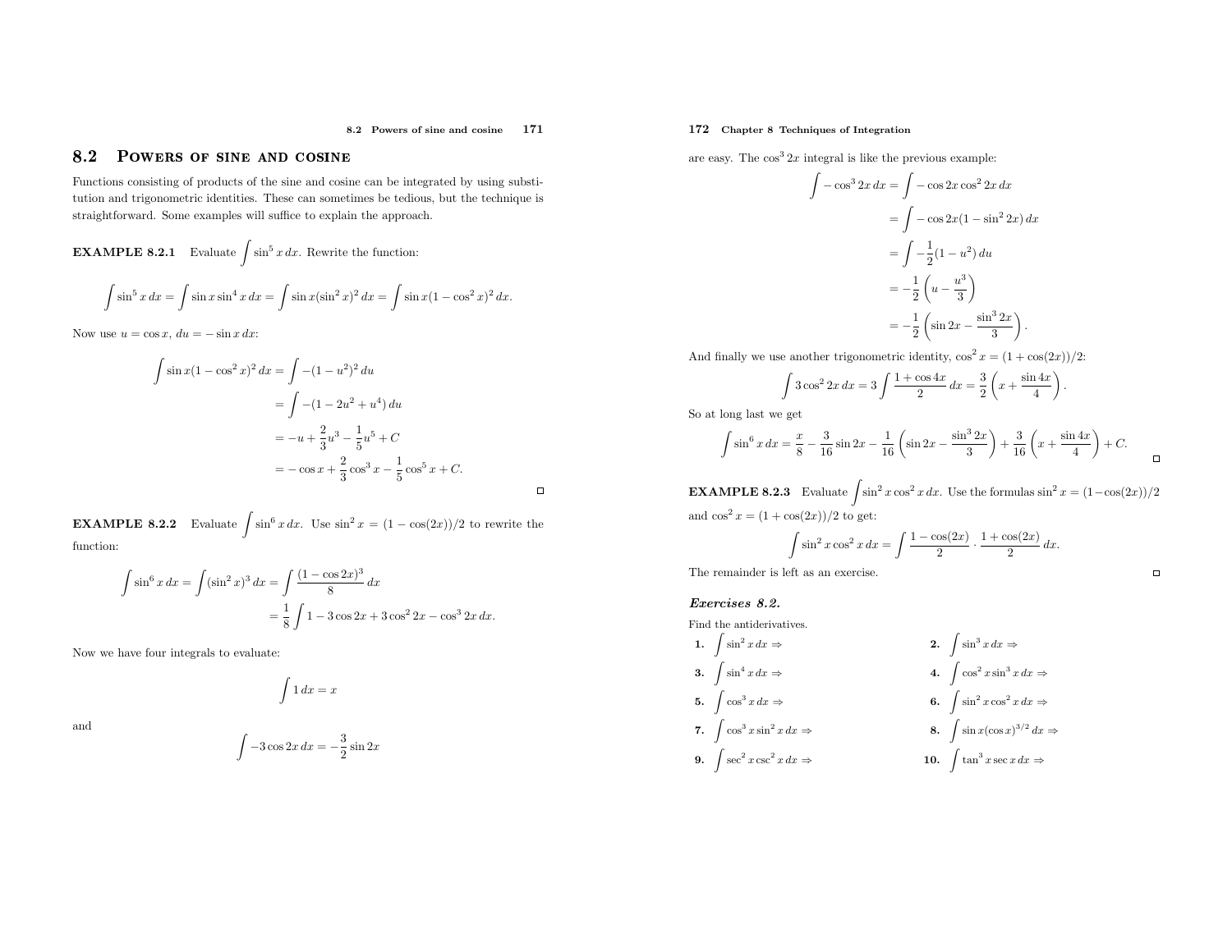## 8.2 Powers of sine and cosine

Functions consisting of products of the sine and cosine can be integrated by using substitution and trigonometric identities. These can sometimes be tedious, but the technique is straightforward. Some examples will suffice to explain the approach.

**EXAMPLE 8.2.1** Evaluate $\int \sin^5 x\,dx$. Rewrite the function:

$$\int \sin^5 x\,dx = \int \sin x \sin^4 x\,dx = \int \sin x (\sin^2 x)^2\,dx = \int \sin x (1-\cos^2 x)^2\,dx.$$

Now use $u = \cos x$, $du = -\sin x\,dx$:

$$\begin{aligned}
\int \sin x (1-\cos^2 x)^2\,dx &= \int -(1-u^2)^2\,du \\
&= \int -(1-2u^2+u^4)\,du \\
&= -u + \frac{2}{3}u^3 - \frac{1}{5}u^5 + C \\
&= -\cos x + \frac{2}{3}\cos^3 x - \frac{1}{5}\cos^5 x + C.
\end{aligned}$$

□

**EXAMPLE 8.2.2** Evaluate $\int \sin^6 x\,dx$. Use $\sin^2 x = (1-\cos(2x))/2$ to rewrite the function:

$$\begin{aligned}
\int \sin^6 x\,dx = \int (\sin^2 x)^3\,dx &= \int \frac{(1-\cos 2x)^3}{8}\,dx \\
&= \frac{1}{8}\int 1 - 3\cos 2x + 3\cos^2 2x - \cos^3 2x\,dx.
\end{aligned}$$

Now we have four integrals to evaluate:

$$\int 1\,dx = x$$

and

$$\int -3\cos 2x\,dx = -\frac{3}{2}\sin 2x$$

are easy. The $\cos^3 2x$ integral is like the previous example:

$$\begin{aligned}
\int -\cos^3 2x\,dx &= \int -\cos 2x \cos^2 2x\,dx \\
&= \int -\cos 2x (1-\sin^2 2x)\,dx \\
&= \int -\frac{1}{2}(1-u^2)\,du \\
&= -\frac{1}{2}\left(u - \frac{u^3}{3}\right) \\
&= -\frac{1}{2}\left(\sin 2x - \frac{\sin^3 2x}{3}\right).
\end{aligned}$$

And finally we use another trigonometric identity, $\cos^2 x = (1+\cos(2x))/2$:

$$\int 3\cos^2 2x\,dx = 3\int \frac{1+\cos 4x}{2}\,dx = \frac{3}{2}\left(x + \frac{\sin 4x}{4}\right).$$

So at long last we get

$$\int \sin^6 x\,dx = \frac{x}{8} - \frac{3}{16}\sin 2x - \frac{1}{16}\left(\sin 2x - \frac{\sin^3 2x}{3}\right) + \frac{3}{16}\left(x + \frac{\sin 4x}{4}\right) + C.$$

□

**EXAMPLE 8.2.3** Evaluate $\int \sin^2 x \cos^2 x\,dx$. Use the formulas $\sin^2 x = (1-\cos(2x))/2$ and $\cos^2 x = (1+\cos(2x))/2$ to get:

$$\int \sin^2 x \cos^2 x\,dx = \int \frac{1-\cos(2x)}{2} \cdot \frac{1+\cos(2x)}{2}\,dx.$$

The remainder is left as an exercise. □

### *Exercises 8.2.*

Find the antiderivatives.

1. $\int \sin^2 x\,dx \Rightarrow$
2. $\int \sin^3 x\,dx \Rightarrow$
3. $\int \sin^4 x\,dx \Rightarrow$
4. $\int \cos^2 x \sin^3 x\,dx \Rightarrow$
5. $\int \cos^3 x\,dx \Rightarrow$
6. $\int \sin^2 x \cos^2 x\,dx \Rightarrow$
7. $\int \cos^3 x \sin^2 x\,dx \Rightarrow$
8. $\int \sin x (\cos x)^{3/2}\,dx \Rightarrow$
9. $\int \sec^2 x \csc^2 x\,dx \Rightarrow$
10. $\int \tan^3 x \sec x\,dx \Rightarrow$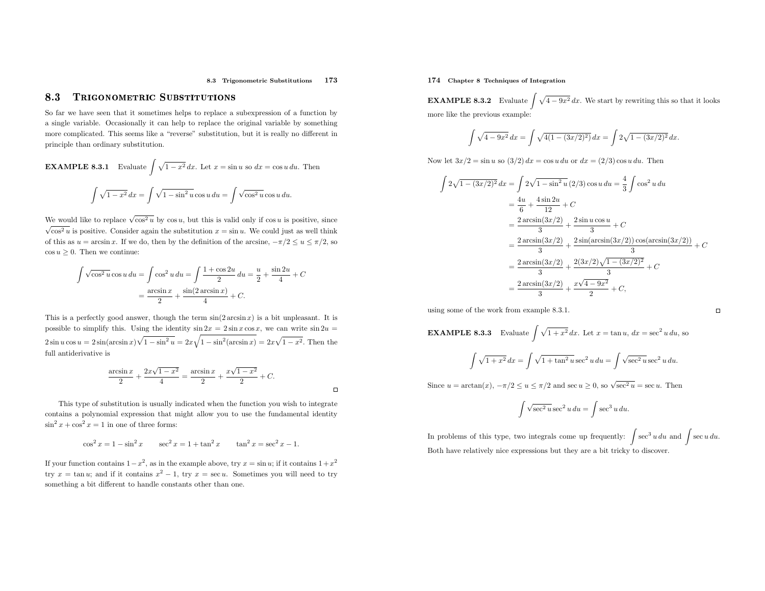## 8.3 Trigonometric Substitutions

So far we have seen that it sometimes helps to replace a subexpression of a function by a single variable. Occasionally it can help to replace the original variable by something more complicated. This seems like a "reverse" substitution, but it is really no different in principle than ordinary substitution.

**EXAMPLE 8.3.1** Evaluate $\int \sqrt{1-x^2}\,dx$. Let $x = \sin u$ so $dx = \cos u\,du$. Then

$$\int \sqrt{1-x^2}\,dx = \int \sqrt{1-\sin^2 u}\cos u\,du = \int \sqrt{\cos^2 u}\cos u\,du.$$

We would like to replace $\sqrt{\cos^2 u}$ by $\cos u$, but this is valid only if $\cos u$ is positive, since $\sqrt{\cos^2 u}$ is positive. Consider again the substitution $x = \sin u$. We could just as well think of this as $u = \arcsin x$. If we do, then by the definition of the arcsine, $-\pi/2 \le u \le \pi/2$, so $\cos u \ge 0$. Then we continue:

$$\begin{aligned}\int \sqrt{\cos^2 u}\cos u\,du &= \int \cos^2 u\,du = \int \frac{1+\cos 2u}{2}\,du = \frac{u}{2} + \frac{\sin 2u}{4} + C\\ &= \frac{\arcsin x}{2} + \frac{\sin(2\arcsin x)}{4} + C.\end{aligned}$$

This is a perfectly good answer, though the term $\sin(2\arcsin x)$ is a bit unpleasant. It is possible to simplify this. Using the identity $\sin 2x = 2\sin x\cos x$, we can write $\sin 2u = 2\sin u\cos u = 2\sin(\arcsin x)\sqrt{1-\sin^2 u} = 2x\sqrt{1-\sin^2(\arcsin x)} = 2x\sqrt{1-x^2}$. Then the full antiderivative is

$$\frac{\arcsin x}{2} + \frac{2x\sqrt{1-x^2}}{4} = \frac{\arcsin x}{2} + \frac{x\sqrt{1-x^2}}{2} + C.$$

□

This type of substitution is usually indicated when the function you wish to integrate contains a polynomial expression that might allow you to use the fundamental identity $\sin^2 x + \cos^2 x = 1$ in one of three forms:

$$\cos^2 x = 1 - \sin^2 x \qquad \sec^2 x = 1 + \tan^2 x \qquad \tan^2 x = \sec^2 x - 1.$$

If your function contains $1 - x^2$, as in the example above, try $x = \sin u$; if it contains $1 + x^2$ try $x = \tan u$; and if it contains $x^2 - 1$, try $x = \sec u$. Sometimes you will need to try something a bit different to handle constants other than one.

**EXAMPLE 8.3.2** Evaluate $\int \sqrt{4-9x^2}\,dx$. We start by rewriting this so that it looks more like the previous example:

$$\int \sqrt{4-9x^2}\,dx = \int \sqrt{4(1-(3x/2)^2)}\,dx = \int 2\sqrt{1-(3x/2)^2}\,dx.$$

Now let $3x/2 = \sin u$ so $(3/2)\,dx = \cos u\,du$ or $dx = (2/3)\cos u\,du$. Then

$$\begin{aligned}\int 2\sqrt{1-(3x/2)^2}\,dx &= \int 2\sqrt{1-\sin^2 u}\,(2/3)\cos u\,du = \frac{4}{3}\int \cos^2 u\,du\\ &= \frac{4u}{6} + \frac{4\sin 2u}{12} + C\\ &= \frac{2\arcsin(3x/2)}{3} + \frac{2\sin u\cos u}{3} + C\\ &= \frac{2\arcsin(3x/2)}{3} + \frac{2\sin(\arcsin(3x/2))\cos(\arcsin(3x/2))}{3} + C\\ &= \frac{2\arcsin(3x/2)}{3} + \frac{2(3x/2)\sqrt{1-(3x/2)^2}}{3} + C\\ &= \frac{2\arcsin(3x/2)}{3} + \frac{x\sqrt{4-9x^2}}{2} + C,\end{aligned}$$

using some of the work from example 8.3.1. □

**EXAMPLE 8.3.3** Evaluate $\int \sqrt{1+x^2}\,dx$. Let $x = \tan u$, $dx = \sec^2 u\,du$, so

$$\int \sqrt{1+x^2}\,dx = \int \sqrt{1+\tan^2 u}\sec^2 u\,du = \int \sqrt{\sec^2 u}\sec^2 u\,du.$$

Since $u = \arctan(x)$, $-\pi/2 \le u \le \pi/2$ and $\sec u \ge 0$, so $\sqrt{\sec^2 u} = \sec u$. Then

$$\int \sqrt{\sec^2 u}\sec^2 u\,du = \int \sec^3 u\,du.$$

In problems of this type, two integrals come up frequently: $\int \sec^3 u\,du$ and $\int \sec u\,du$. Both have relatively nice expressions but they are a bit tricky to discover.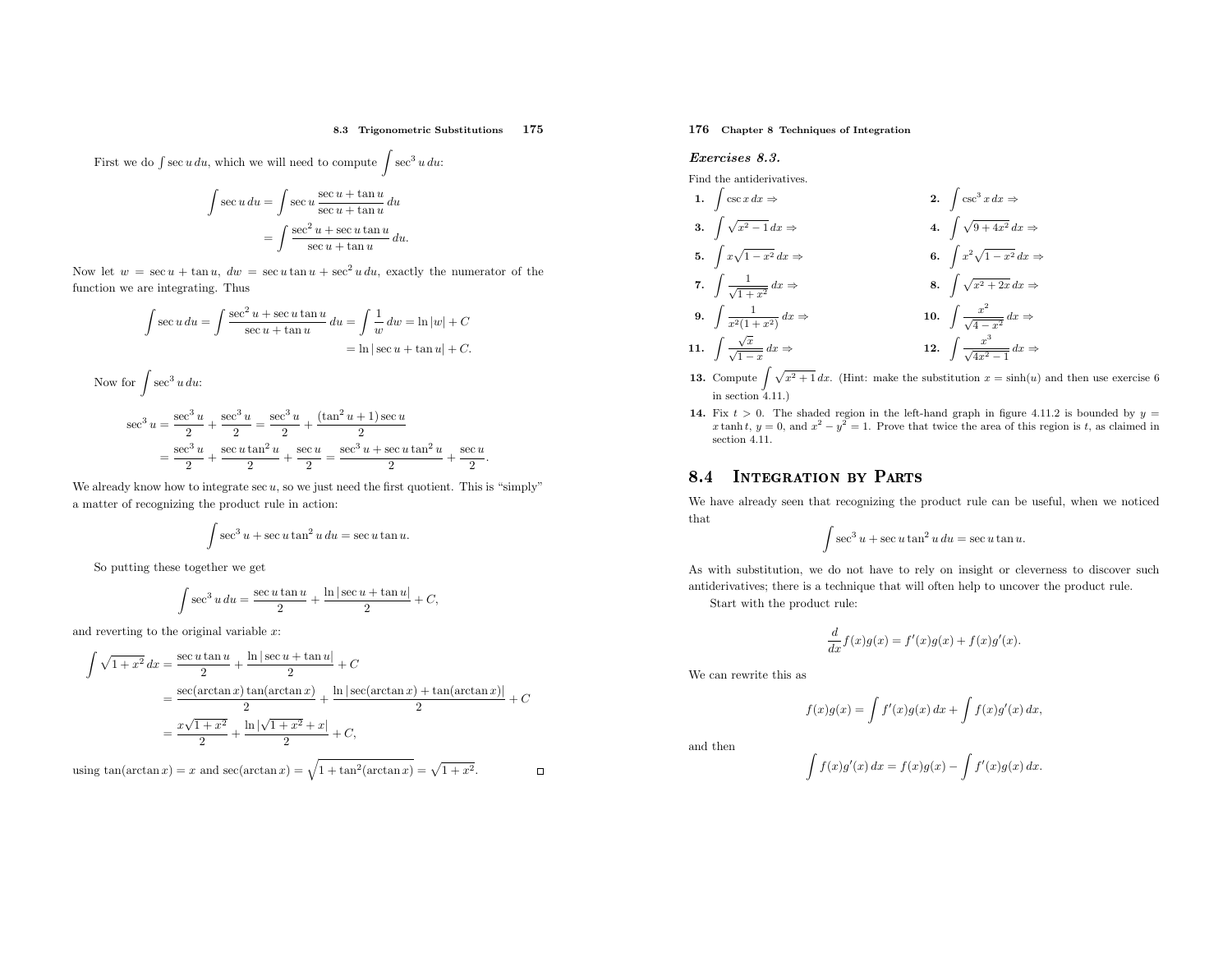First we do $\int \sec u\,du$, which we will need to compute $\int \sec^3 u\,du$:

$$\int \sec u\,du = \int \sec u \frac{\sec u + \tan u}{\sec u + \tan u}\,du$$
$$= \int \frac{\sec^2 u + \sec u \tan u}{\sec u + \tan u}\,du.$$

Now let $w = \sec u + \tan u$, $dw = \sec u \tan u + \sec^2 u\,du$, exactly the numerator of the function we are integrating. Thus

$$\int \sec u\,du = \int \frac{\sec^2 u + \sec u \tan u}{\sec u + \tan u}\,du = \int \frac{1}{w}\,dw = \ln|w| + C$$
$$= \ln|\sec u + \tan u| + C.$$

Now for $\int \sec^3 u\,du$:

$$\sec^3 u = \frac{\sec^3 u}{2} + \frac{\sec^3 u}{2} = \frac{\sec^3 u}{2} + \frac{(\tan^2 u + 1)\sec u}{2}$$
$$= \frac{\sec^3 u}{2} + \frac{\sec u \tan^2 u}{2} + \frac{\sec u}{2} = \frac{\sec^3 u + \sec u \tan^2 u}{2} + \frac{\sec u}{2}.$$

We already know how to integrate $\sec u$, so we just need the first quotient. This is "simply" a matter of recognizing the product rule in action:

$$\int \sec^3 u + \sec u \tan^2 u\,du = \sec u \tan u.$$

So putting these together we get

$$\int \sec^3 u\,du = \frac{\sec u \tan u}{2} + \frac{\ln|\sec u + \tan u|}{2} + C,$$

and reverting to the original variable $x$:

$$\int \sqrt{1+x^2}\,dx = \frac{\sec u \tan u}{2} + \frac{\ln|\sec u + \tan u|}{2} + C$$
$$= \frac{\sec(\arctan x)\tan(\arctan x)}{2} + \frac{\ln|\sec(\arctan x) + \tan(\arctan x)|}{2} + C$$
$$= \frac{x\sqrt{1+x^2}}{2} + \frac{\ln|\sqrt{1+x^2} + x|}{2} + C,$$

using $\tan(\arctan x) = x$ and $\sec(\arctan x) = \sqrt{1+\tan^2(\arctan x)} = \sqrt{1+x^2}$. □

***Exercises 8.3.***

Find the antiderivatives.

**1.** $\int \csc x\,dx \Rightarrow$

**2.** $\int \csc^3 x\,dx \Rightarrow$

**3.** $\int \sqrt{x^2-1}\,dx \Rightarrow$

**4.** $\int \sqrt{9+4x^2}\,dx \Rightarrow$

**5.** $\int x\sqrt{1-x^2}\,dx \Rightarrow$

**6.** $\int x^2\sqrt{1-x^2}\,dx \Rightarrow$

**7.** $\int \frac{1}{\sqrt{1+x^2}}\,dx \Rightarrow$

**8.** $\int \sqrt{x^2+2x}\,dx \Rightarrow$

**9.** $\int \frac{1}{x^2(1+x^2)}\,dx \Rightarrow$

**10.** $\int \frac{x^2}{\sqrt{4-x^2}}\,dx \Rightarrow$

**11.** $\int \frac{\sqrt{x}}{\sqrt{1-x}}\,dx \Rightarrow$

**12.** $\int \frac{x^3}{\sqrt{4x^2-1}}\,dx \Rightarrow$

**13.** Compute $\int \sqrt{x^2+1}\,dx$. (Hint: make the substitution $x = \sinh(u)$ and then use exercise 6 in section 4.11.)

**14.** Fix $t > 0$. The shaded region in the left-hand graph in figure 4.11.2 is bounded by $y = x\tanh t$, $y = 0$, and $x^2 - y^2 = 1$. Prove that twice the area of this region is $t$, as claimed in section 4.11.

## 8.4 Integration by Parts

We have already seen that recognizing the product rule can be useful, when we noticed that

$$\int \sec^3 u + \sec u \tan^2 u\,du = \sec u \tan u.$$

As with substitution, we do not have to rely on insight or cleverness to discover such antiderivatives; there is a technique that will often help to uncover the product rule.

Start with the product rule:

$$\frac{d}{dx} f(x)g(x) = f'(x)g(x) + f(x)g'(x).$$

We can rewrite this as

$$f(x)g(x) = \int f'(x)g(x)\,dx + \int f(x)g'(x)\,dx,$$

and then

$$\int f(x)g'(x)\,dx = f(x)g(x) - \int f'(x)g(x)\,dx.$$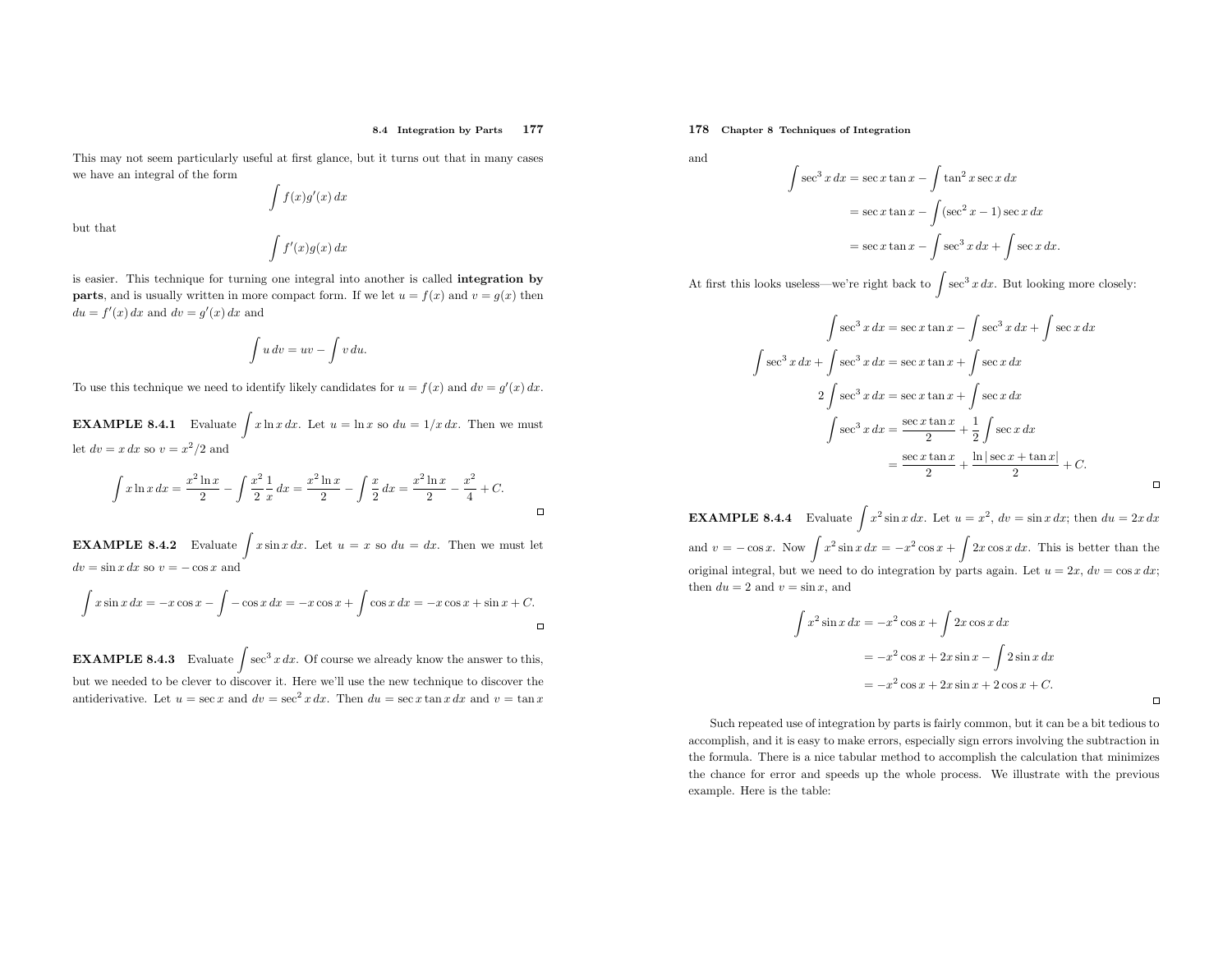This may not seem particularly useful at first glance, but it turns out that in many cases we have an integral of the form

$$\int f(x)g'(x)\,dx$$

but that

$$\int f'(x)g(x)\,dx$$

is easier. This technique for turning one integral into another is called **integration by parts**, and is usually written in more compact form. If we let $u = f(x)$ and $v = g(x)$ then $du = f'(x)\,dx$ and $dv = g'(x)\,dx$ and

$$\int u\,dv = uv - \int v\,du.$$

To use this technique we need to identify likely candidates for $u = f(x)$ and $dv = g'(x)\,dx$.

**EXAMPLE 8.4.1** Evaluate $\int x \ln x\,dx$. Let $u = \ln x$ so $du = 1/x\,dx$. Then we must let $dv = x\,dx$ so $v = x^2/2$ and

$$\int x \ln x\,dx = \frac{x^2 \ln x}{2} - \int \frac{x^2}{2}\frac{1}{x}\,dx = \frac{x^2 \ln x}{2} - \int \frac{x}{2}\,dx = \frac{x^2 \ln x}{2} - \frac{x^2}{4} + C.$$

**EXAMPLE 8.4.2** Evaluate $\int x \sin x\,dx$. Let $u = x$ so $du = dx$. Then we must let $dv = \sin x\,dx$ so $v = -\cos x$ and

$$\int x \sin x\,dx = -x\cos x - \int -\cos x\,dx = -x\cos x + \int \cos x\,dx = -x\cos x + \sin x + C.$$

**EXAMPLE 8.4.3** Evaluate $\int \sec^3 x\,dx$. Of course we already know the answer to this, but we needed to be clever to discover it. Here we'll use the new technique to discover the antiderivative. Let $u = \sec x$ and $dv = \sec^2 x\,dx$. Then $du = \sec x \tan x\,dx$ and $v = \tan x$ and

$$\begin{aligned}
\int \sec^3 x\,dx &= \sec x \tan x - \int \tan^2 x \sec x\,dx \\
&= \sec x \tan x - \int (\sec^2 x - 1)\sec x\,dx \\
&= \sec x \tan x - \int \sec^3 x\,dx + \int \sec x\,dx.
\end{aligned}$$

At first this looks useless—we're right back to $\int \sec^3 x\,dx$. But looking more closely:

$$\begin{aligned}
\int \sec^3 x\,dx &= \sec x \tan x - \int \sec^3 x\,dx + \int \sec x\,dx \\
\int \sec^3 x\,dx + \int \sec^3 x\,dx &= \sec x \tan x + \int \sec x\,dx \\
2\int \sec^3 x\,dx &= \sec x \tan x + \int \sec x\,dx \\
\int \sec^3 x\,dx &= \frac{\sec x \tan x}{2} + \frac{1}{2}\int \sec x\,dx \\
&= \frac{\sec x \tan x}{2} + \frac{\ln|\sec x + \tan x|}{2} + C.
\end{aligned}$$

**EXAMPLE 8.4.4** Evaluate $\int x^2 \sin x\,dx$. Let $u = x^2$, $dv = \sin x\,dx$; then $du = 2x\,dx$ and $v = -\cos x$. Now $\int x^2 \sin x\,dx = -x^2 \cos x + \int 2x \cos x\,dx$. This is better than the original integral, but we need to do integration by parts again. Let $u = 2x$, $dv = \cos x\,dx$; then $du = 2$ and $v = \sin x$, and

$$\begin{aligned}
\int x^2 \sin x\,dx &= -x^2 \cos x + \int 2x \cos x\,dx \\
&= -x^2 \cos x + 2x \sin x - \int 2 \sin x\,dx \\
&= -x^2 \cos x + 2x \sin x + 2\cos x + C.
\end{aligned}$$

Such repeated use of integration by parts is fairly common, but it can be a bit tedious to accomplish, and it is easy to make errors, especially sign errors involving the subtraction in the formula. There is a nice tabular method to accomplish the calculation that minimizes the chance for error and speeds up the whole process. We illustrate with the previous example. Here is the table: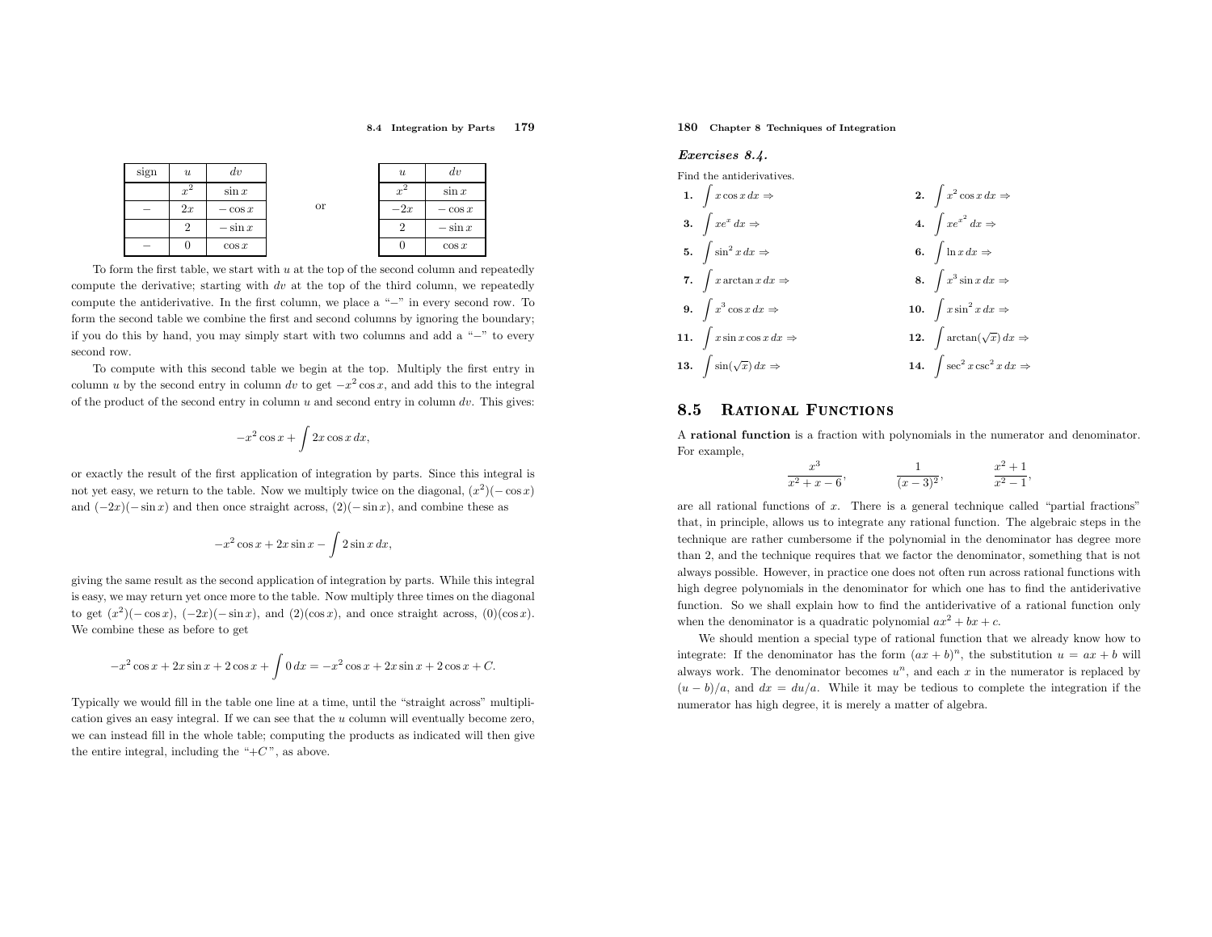| sign | $u$ | $dv$ |
|---|---|---|
| | $x^2$ | $\sin x$ |
| $-$ | $2x$ | $-\cos x$ |
| | $2$ | $-\sin x$ |
| $-$ | $0$ | $\cos x$ |

or

| $u$ | $dv$ |
|---|---|
| $x^2$ | $\sin x$ |
| $-2x$ | $-\cos x$ |
| $2$ | $-\sin x$ |
| $0$ | $\cos x$ |

To form the first table, we start with $u$ at the top of the second column and repeatedly compute the derivative; starting with $dv$ at the top of the third column, we repeatedly compute the antiderivative. In the first column, we place a "$-$" in every second row. To form the second table we combine the first and second columns by ignoring the boundary; if you do this by hand, you may simply start with two columns and add a "$-$" to every second row.

To compute with this second table we begin at the top. Multiply the first entry in column $u$ by the second entry in column $dv$ to get $-x^2 \cos x$, and add this to the integral of the product of the second entry in column $u$ and second entry in column $dv$. This gives:

$$-x^2 \cos x + \int 2x \cos x \, dx,$$

or exactly the result of the first application of integration by parts. Since this integral is not yet easy, we return to the table. Now we multiply twice on the diagonal, $(x^2)(-\cos x)$ and $(-2x)(-\sin x)$ and then once straight across, $(2)(-\sin x)$, and combine these as

$$-x^2 \cos x + 2x \sin x - \int 2 \sin x \, dx,$$

giving the same result as the second application of integration by parts. While this integral is easy, we may return yet once more to the table. Now multiply three times on the diagonal to get $(x^2)(-\cos x)$, $(-2x)(-\sin x)$, and $(2)(\cos x)$, and once straight across, $(0)(\cos x)$. We combine these as before to get

$$-x^2 \cos x + 2x \sin x + 2 \cos x + \int 0 \, dx = -x^2 \cos x + 2x \sin x + 2 \cos x + C.$$

Typically we would fill in the table one line at a time, until the "straight across" multiplication gives an easy integral. If we can see that the $u$ column will eventually become zero, we can instead fill in the whole table; computing the products as indicated will then give the entire integral, including the "$+C$", as above.

### *Exercises 8.4.*

Find the antiderivatives.

**1.** $\int x \cos x \, dx \Rightarrow$

**2.** $\int x^2 \cos x \, dx \Rightarrow$

**3.** $\int x e^x \, dx \Rightarrow$

**4.** $\int x e^{x^2} \, dx \Rightarrow$

**5.** $\int \sin^2 x \, dx \Rightarrow$

**6.** $\int \ln x \, dx \Rightarrow$

**7.** $\int x \arctan x \, dx \Rightarrow$

**8.** $\int x^3 \sin x \, dx \Rightarrow$

**9.** $\int x^3 \cos x \, dx \Rightarrow$

**10.** $\int x \sin^2 x \, dx \Rightarrow$

**11.** $\int x \sin x \cos x \, dx \Rightarrow$

**12.** $\int \arctan(\sqrt{x}) \, dx \Rightarrow$

**13.** $\int \sin(\sqrt{x}) \, dx \Rightarrow$

**14.** $\int \sec^2 x \csc^2 x \, dx \Rightarrow$

## 8.5 Rational Functions

A **rational function** is a fraction with polynomials in the numerator and denominator. For example,

$$\frac{x^3}{x^2 + x - 6}, \qquad \frac{1}{(x-3)^2}, \qquad \frac{x^2+1}{x^2-1},$$

are all rational functions of $x$. There is a general technique called "partial fractions" that, in principle, allows us to integrate any rational function. The algebraic steps in the technique are rather cumbersome if the polynomial in the denominator has degree more than 2, and the technique requires that we factor the denominator, something that is not always possible. However, in practice one does not often run across rational functions with high degree polynomials in the denominator for which one has to find the antiderivative function. So we shall explain how to find the antiderivative of a rational function only when the denominator is a quadratic polynomial $ax^2 + bx + c$.

We should mention a special type of rational function that we already know how to integrate: If the denominator has the form $(ax+b)^n$, the substitution $u = ax + b$ will always work. The denominator becomes $u^n$, and each $x$ in the numerator is replaced by $(u - b)/a$, and $dx = du/a$. While it may be tedious to complete the integration if the numerator has high degree, it is merely a matter of algebra.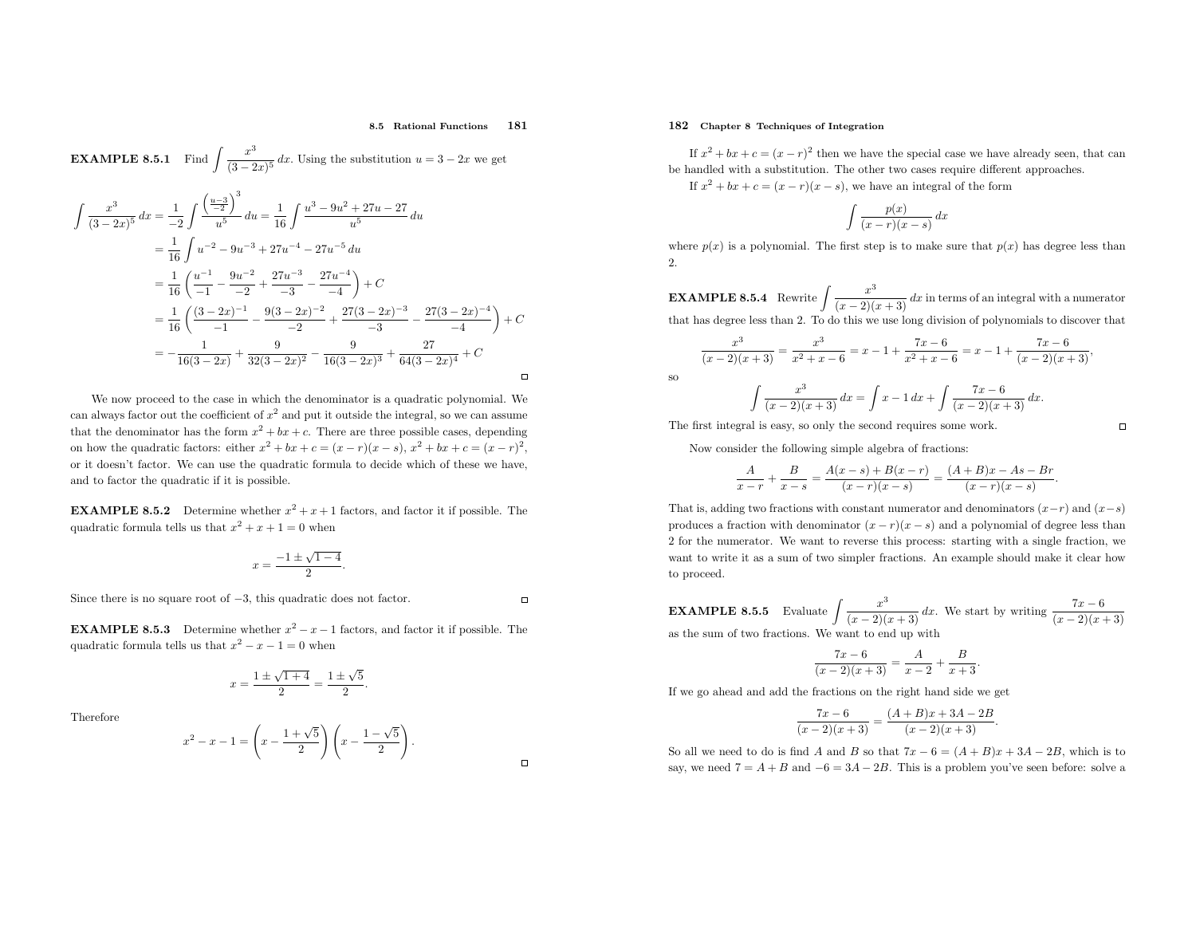**EXAMPLE 8.5.1** Find $\int \frac{x^3}{(3-2x)^5}\,dx$. Using the substitution $u = 3-2x$ we get

$$
\begin{aligned}
\int \frac{x^3}{(3-2x)^5}\,dx &= \frac{1}{-2}\int \frac{\left(\frac{u-3}{-2}\right)^3}{u^5}\,du = \frac{1}{16}\int \frac{u^3-9u^2+27u-27}{u^5}\,du \\
&= \frac{1}{16}\int u^{-2} - 9u^{-3} + 27u^{-4} - 27u^{-5}\,du \\
&= \frac{1}{16}\left(\frac{u^{-1}}{-1} - \frac{9u^{-2}}{-2} + \frac{27u^{-3}}{-3} - \frac{27u^{-4}}{-4}\right) + C \\
&= \frac{1}{16}\left(\frac{(3-2x)^{-1}}{-1} - \frac{9(3-2x)^{-2}}{-2} + \frac{27(3-2x)^{-3}}{-3} - \frac{27(3-2x)^{-4}}{-4}\right) + C \\
&= -\frac{1}{16(3-2x)} + \frac{9}{32(3-2x)^2} - \frac{9}{16(3-2x)^3} + \frac{27}{64(3-2x)^4} + C
\end{aligned}
$$

□

We now proceed to the case in which the denominator is a quadratic polynomial. We can always factor out the coefficient of $x^2$ and put it outside the integral, so we can assume that the denominator has the form $x^2+bx+c$. There are three possible cases, depending on how the quadratic factors: either $x^2+bx+c = (x-r)(x-s)$, $x^2+bx+c = (x-r)^2$, or it doesn't factor. We can use the quadratic formula to decide which of these we have, and to factor the quadratic if it is possible.

**EXAMPLE 8.5.2** Determine whether $x^2+x+1$ factors, and factor it if possible. The quadratic formula tells us that $x^2+x+1=0$ when

$$x = \frac{-1 \pm \sqrt{1-4}}{2}.$$

Since there is no square root of $-3$, this quadratic does not factor. □

**EXAMPLE 8.5.3** Determine whether $x^2-x-1$ factors, and factor it if possible. The quadratic formula tells us that $x^2-x-1=0$ when

$$x = \frac{1 \pm \sqrt{1+4}}{2} = \frac{1 \pm \sqrt{5}}{2}.$$

Therefore

$$x^2 - x - 1 = \left(x - \frac{1+\sqrt{5}}{2}\right)\left(x - \frac{1-\sqrt{5}}{2}\right).$$

□

If $x^2+bx+c = (x-r)^2$ then we have the special case we have already seen, that can be handled with a substitution. The other two cases require different approaches.

If $x^2+bx+c = (x-r)(x-s)$, we have an integral of the form

$$\int \frac{p(x)}{(x-r)(x-s)}\,dx$$

where $p(x)$ is a polynomial. The first step is to make sure that $p(x)$ has degree less than 2.

**EXAMPLE 8.5.4** Rewrite $\int \frac{x^3}{(x-2)(x+3)}\,dx$ in terms of an integral with a numerator that has degree less than 2. To do this we use long division of polynomials to discover that

$$\frac{x^3}{(x-2)(x+3)} = \frac{x^3}{x^2+x-6} = x - 1 + \frac{7x-6}{x^2+x-6} = x - 1 + \frac{7x-6}{(x-2)(x+3)},$$

so

$$\int \frac{x^3}{(x-2)(x+3)}\,dx = \int x - 1\,dx + \int \frac{7x-6}{(x-2)(x+3)}\,dx.$$

The first integral is easy, so only the second requires some work. □

Now consider the following simple algebra of fractions:

$$\frac{A}{x-r} + \frac{B}{x-s} = \frac{A(x-s)+B(x-r)}{(x-r)(x-s)} = \frac{(A+B)x - As - Br}{(x-r)(x-s)}.$$

That is, adding two fractions with constant numerator and denominators $(x-r)$ and $(x-s)$ produces a fraction with denominator $(x-r)(x-s)$ and a polynomial of degree less than 2 for the numerator. We want to reverse this process: starting with a single fraction, we want to write it as a sum of two simpler fractions. An example should make it clear how to proceed.

**EXAMPLE 8.5.5** Evaluate $\int \frac{x^3}{(x-2)(x+3)}\,dx$. We start by writing $\frac{7x-6}{(x-2)(x+3)}$ as the sum of two fractions. We want to end up with

$$\frac{7x-6}{(x-2)(x+3)} = \frac{A}{x-2} + \frac{B}{x+3}.$$

If we go ahead and add the fractions on the right hand side we get

$$\frac{7x-6}{(x-2)(x+3)} = \frac{(A+B)x + 3A - 2B}{(x-2)(x+3)}.$$

So all we need to do is find $A$ and $B$ so that $7x-6 = (A+B)x + 3A - 2B$, which is to say, we need $7 = A+B$ and $-6 = 3A-2B$. This is a problem you've seen before: solve a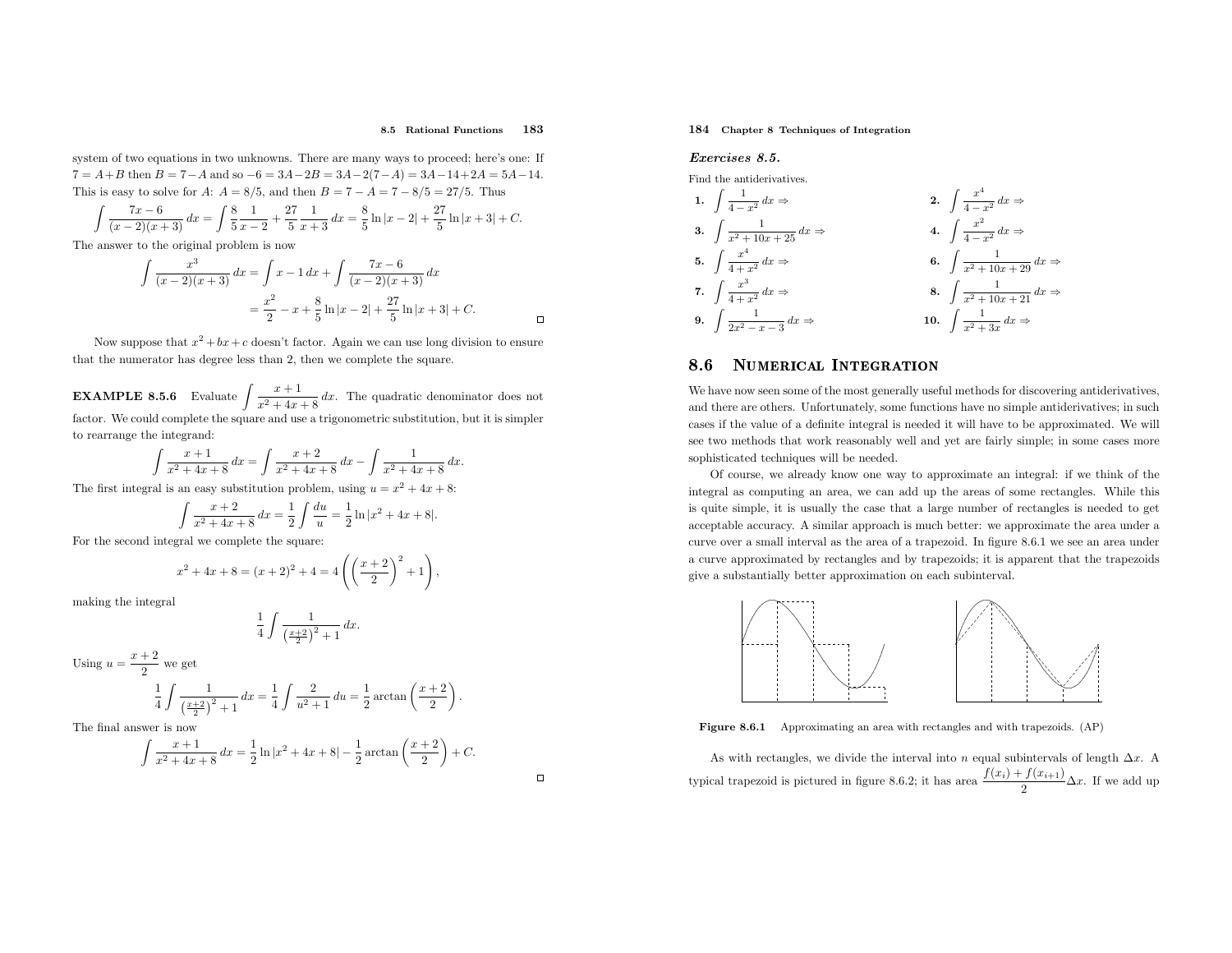system of two equations in two unknowns. There are many ways to proceed; here's one: If $7 = A+B$ then $B = 7-A$ and so $-6 = 3A-2B = 3A-2(7-A) = 3A-14+2A = 5A-14$. This is easy to solve for $A$: $A = 8/5$, and then $B = 7-A = 7-8/5 = 27/5$. Thus

$$\int \frac{7x-6}{(x-2)(x+3)}\,dx = \int \frac{8}{5}\frac{1}{x-2} + \frac{27}{5}\frac{1}{x+3}\,dx = \frac{8}{5}\ln|x-2| + \frac{27}{5}\ln|x+3| + C.$$

The answer to the original problem is now

$$\begin{aligned}\int \frac{x^3}{(x-2)(x+3)}\,dx &= \int x-1\,dx + \int \frac{7x-6}{(x-2)(x+3)}\,dx \\ &= \frac{x^2}{2} - x + \frac{8}{5}\ln|x-2| + \frac{27}{5}\ln|x+3| + C.\end{aligned}$$

□

Now suppose that $x^2+bx+c$ doesn't factor. Again we can use long division to ensure that the numerator has degree less than 2, then we complete the square.

**EXAMPLE 8.5.6** Evaluate $\displaystyle\int \frac{x+1}{x^2+4x+8}\,dx$. The quadratic denominator does not factor. We could complete the square and use a trigonometric substitution, but it is simpler to rearrange the integrand:

$$\int \frac{x+1}{x^2+4x+8}\,dx = \int \frac{x+2}{x^2+4x+8}\,dx - \int \frac{1}{x^2+4x+8}\,dx.$$

The first integral is an easy substitution problem, using $u = x^2+4x+8$:

$$\int \frac{x+2}{x^2+4x+8}\,dx = \frac{1}{2}\int \frac{du}{u} = \frac{1}{2}\ln|x^2+4x+8|.$$

For the second integral we complete the square:

$$x^2+4x+8 = (x+2)^2+4 = 4\left(\left(\frac{x+2}{2}\right)^2+1\right),$$

making the integral

$$\frac{1}{4}\int \frac{1}{\left(\frac{x+2}{2}\right)^2+1}\,dx.$$

Using $u = \dfrac{x+2}{2}$ we get

$$\frac{1}{4}\int \frac{1}{\left(\frac{x+2}{2}\right)^2+1}\,dx = \frac{1}{4}\int \frac{2}{u^2+1}\,du = \frac{1}{2}\arctan\left(\frac{x+2}{2}\right).$$

The final answer is now

$$\int \frac{x+1}{x^2+4x+8}\,dx = \frac{1}{2}\ln|x^2+4x+8| - \frac{1}{2}\arctan\left(\frac{x+2}{2}\right) + C.$$

□

### *Exercises 8.5.*

Find the antiderivatives.

1. $\displaystyle\int \frac{1}{4-x^2}\,dx \Rightarrow$
2. $\displaystyle\int \frac{x^4}{4-x^2}\,dx \Rightarrow$
3. $\displaystyle\int \frac{1}{x^2+10x+25}\,dx \Rightarrow$
4. $\displaystyle\int \frac{x^2}{4-x^2}\,dx \Rightarrow$
5. $\displaystyle\int \frac{x^4}{4+x^2}\,dx \Rightarrow$
6. $\displaystyle\int \frac{1}{x^2+10x+29}\,dx \Rightarrow$
7. $\displaystyle\int \frac{x^3}{4+x^2}\,dx \Rightarrow$
8. $\displaystyle\int \frac{1}{x^2+10x+21}\,dx \Rightarrow$
9. $\displaystyle\int \frac{1}{2x^2-x-3}\,dx \Rightarrow$
10. $\displaystyle\int \frac{1}{x^2+3x}\,dx \Rightarrow$

## 8.6 Numerical Integration

We have now seen some of the most generally useful methods for discovering antiderivatives, and there are others. Unfortunately, some functions have no simple antiderivatives; in such cases if the value of a definite integral is needed it will have to be approximated. We will see two methods that work reasonably well and yet are fairly simple; in some cases more sophisticated techniques will be needed.

Of course, we already know one way to approximate an integral: if we think of the integral as computing an area, we can add up the areas of some rectangles. While this is quite simple, it is usually the case that a large number of rectangles is needed to get acceptable accuracy. A similar approach is much better: we approximate the area under a curve over a small interval as the area of a trapezoid. In figure 8.6.1 we see an area under a curve approximated by rectangles and by trapezoids; it is apparent that the trapezoids give a substantially better approximation on each subinterval.

**Figure 8.6.1** Approximating an area with rectangles and with trapezoids. (AP)

As with rectangles, we divide the interval into $n$ equal subintervals of length $\Delta x$. A typical trapezoid is pictured in figure 8.6.2; it has area $\dfrac{f(x_i)+f(x_{i+1})}{2}\Delta x$. If we add up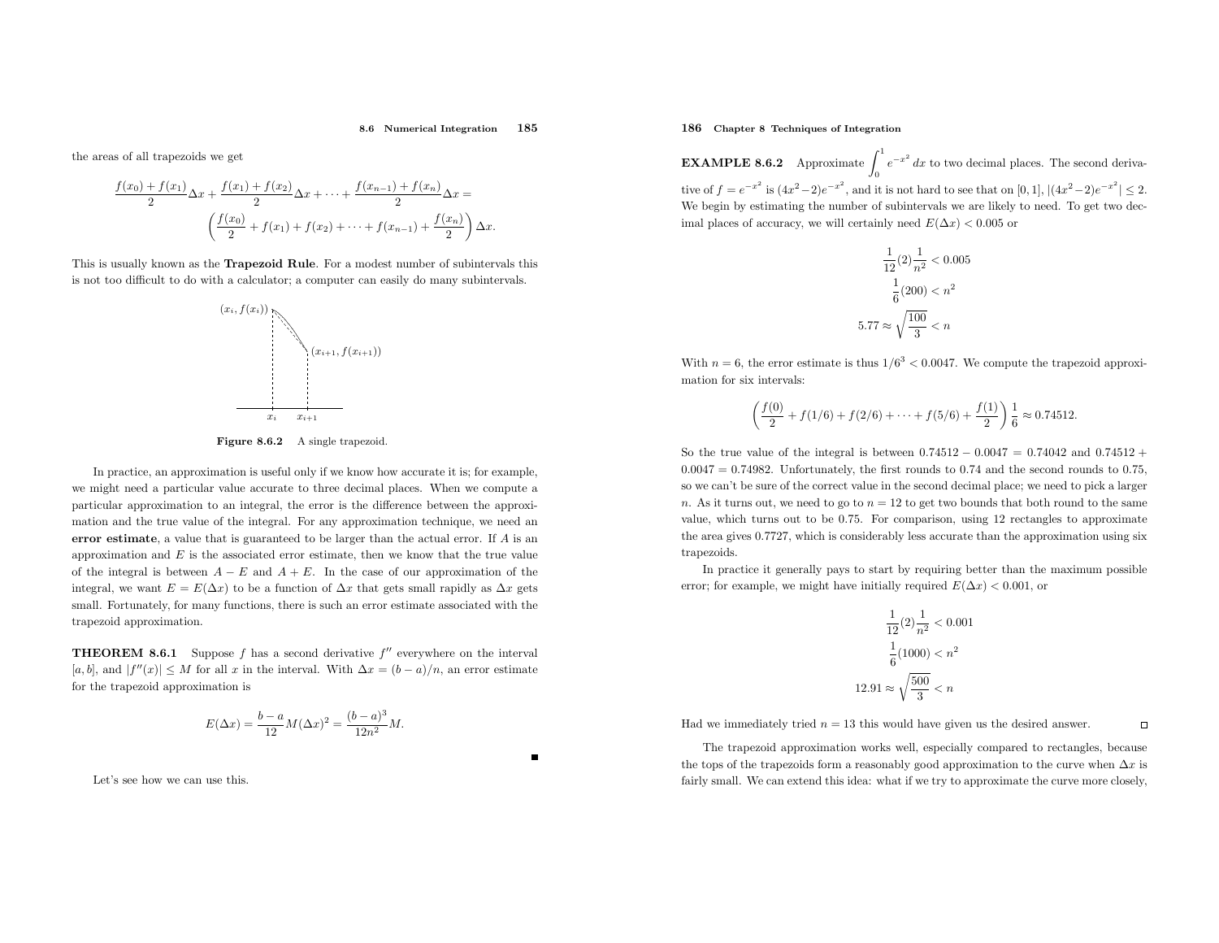the areas of all trapezoids we get

$$\frac{f(x_0)+f(x_1)}{2}\Delta x + \frac{f(x_1)+f(x_2)}{2}\Delta x + \cdots + \frac{f(x_{n-1})+f(x_n)}{2}\Delta x =$$
$$\left(\frac{f(x_0)}{2} + f(x_1) + f(x_2) + \cdots + f(x_{n-1}) + \frac{f(x_n)}{2}\right)\Delta x.$$

This is usually known as the **Trapezoid Rule**. For a modest number of subintervals this is not too difficult to do with a calculator; a computer can easily do many subintervals.

**Figure 8.6.2** A single trapezoid.

In practice, an approximation is useful only if we know how accurate it is; for example, we might need a particular value accurate to three decimal places. When we compute a particular approximation to an integral, the error is the difference between the approximation and the true value of the integral. For any approximation technique, we need an **error estimate**, a value that is guaranteed to be larger than the actual error. If $A$ is an approximation and $E$ is the associated error estimate, then we know that the true value of the integral is between $A-E$ and $A+E$. In the case of our approximation of the integral, we want $E = E(\Delta x)$ to be a function of $\Delta x$ that gets small rapidly as $\Delta x$ gets small. Fortunately, for many functions, there is such an error estimate associated with the trapezoid approximation.

**THEOREM 8.6.1** Suppose $f$ has a second derivative $f''$ everywhere on the interval $[a,b]$, and $|f''(x)| \le M$ for all $x$ in the interval. With $\Delta x = (b-a)/n$, an error estimate for the trapezoid approximation is

$$E(\Delta x) = \frac{b-a}{12}M(\Delta x)^2 = \frac{(b-a)^3}{12n^2}M.$$

Let's see how we can use this.

**EXAMPLE 8.6.2** Approximate $\int_0^1 e^{-x^2}\,dx$ to two decimal places. The second derivative of $f = e^{-x^2}$ is $(4x^2-2)e^{-x^2}$, and it is not hard to see that on $[0,1]$, $|(4x^2-2)e^{-x^2}| \le 2$. We begin by estimating the number of subintervals we are likely to need. To get two decimal places of accuracy, we will certainly need $E(\Delta x) < 0.005$ or

$$\frac{1}{12}(2)\frac{1}{n^2} < 0.005$$
$$\frac{1}{6}(200) < n^2$$
$$5.77 \approx \sqrt{\frac{100}{3}} < n$$

With $n = 6$, the error estimate is thus $1/6^3 < 0.0047$. We compute the trapezoid approximation for six intervals:

$$\left(\frac{f(0)}{2} + f(1/6) + f(2/6) + \cdots + f(5/6) + \frac{f(1)}{2}\right)\frac{1}{6} \approx 0.74512.$$

So the true value of the integral is between $0.74512 - 0.0047 = 0.74042$ and $0.74512 + 0.0047 = 0.74982$. Unfortunately, the first rounds to 0.74 and the second rounds to 0.75, so we can't be sure of the correct value in the second decimal place; we need to pick a larger $n$. As it turns out, we need to go to $n = 12$ to get two bounds that both round to the same value, which turns out to be 0.75. For comparison, using 12 rectangles to approximate the area gives 0.7727, which is considerably less accurate than the approximation using six trapezoids.

In practice it generally pays to start by requiring better than the maximum possible error; for example, we might have initially required $E(\Delta x) < 0.001$, or

$$\frac{1}{12}(2)\frac{1}{n^2} < 0.001$$
$$\frac{1}{6}(1000) < n^2$$
$$12.91 \approx \sqrt{\frac{500}{3}} < n$$

Had we immediately tried $n = 13$ this would have given us the desired answer. □

The trapezoid approximation works well, especially compared to rectangles, because the tops of the trapezoids form a reasonably good approximation to the curve when $\Delta x$ is fairly small. We can extend this idea: what if we try to approximate the curve more closely,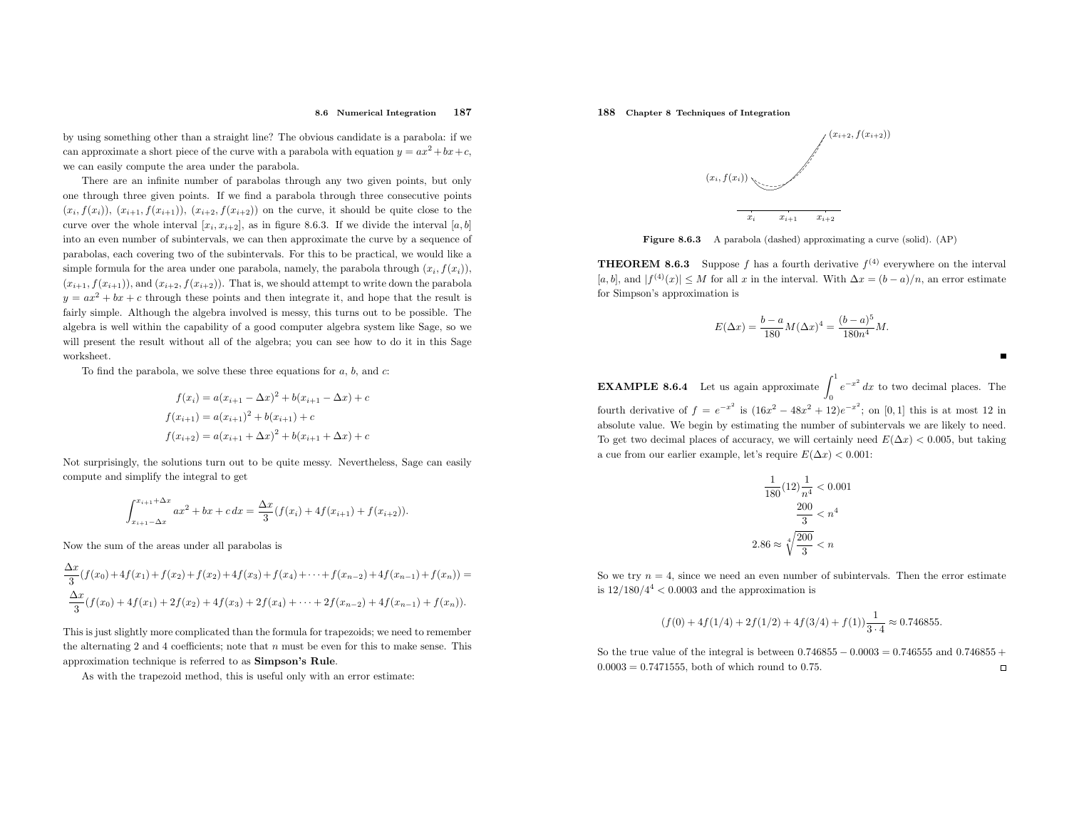by using something other than a straight line? The obvious candidate is a parabola: if we can approximate a short piece of the curve with a parabola with equation $y = ax^2 + bx + c$, we can easily compute the area under the parabola.

There are an infinite number of parabolas through any two given points, but only one through three given points. If we find a parabola through three consecutive points $(x_i, f(x_i))$, $(x_{i+1}, f(x_{i+1}))$, $(x_{i+2}, f(x_{i+2}))$ on the curve, it should be quite close to the curve over the whole interval $[x_i, x_{i+2}]$, as in figure 8.6.3. If we divide the interval $[a, b]$ into an even number of subintervals, we can then approximate the curve by a sequence of parabolas, each covering two of the subintervals. For this to be practical, we would like a simple formula for the area under one parabola, namely, the parabola through $(x_i, f(x_i))$, $(x_{i+1}, f(x_{i+1}))$, and $(x_{i+2}, f(x_{i+2}))$. That is, we should attempt to write down the parabola $y = ax^2 + bx + c$ through these points and then integrate it, and hope that the result is fairly simple. Although the algebra involved is messy, this turns out to be possible. The algebra is well within the capability of a good computer algebra system like Sage, so we will present the result without all of the algebra; you can see how to do it in this Sage worksheet.

To find the parabola, we solve these three equations for $a$, $b$, and $c$:

$$
\begin{aligned}
f(x_i) &= a(x_{i+1} - \Delta x)^2 + b(x_{i+1} - \Delta x) + c \\
f(x_{i+1}) &= a(x_{i+1})^2 + b(x_{i+1}) + c \\
f(x_{i+2}) &= a(x_{i+1} + \Delta x)^2 + b(x_{i+1} + \Delta x) + c
\end{aligned}
$$

Not surprisingly, the solutions turn out to be quite messy. Nevertheless, Sage can easily compute and simplify the integral to get

$$\int_{x_{i+1}-\Delta x}^{x_{i+1}+\Delta x} ax^2 + bx + c\,dx = \frac{\Delta x}{3}(f(x_i) + 4f(x_{i+1}) + f(x_{i+2})).$$

Now the sum of the areas under all parabolas is

$$
\begin{aligned}
&\frac{\Delta x}{3}(f(x_0)+4f(x_1)+f(x_2)+f(x_2)+4f(x_3)+f(x_4)+\cdots+f(x_{n-2})+4f(x_{n-1})+f(x_n)) = \\
&\frac{\Delta x}{3}(f(x_0) + 4f(x_1) + 2f(x_2) + 4f(x_3) + 2f(x_4) + \cdots + 2f(x_{n-2}) + 4f(x_{n-1}) + f(x_n)).
\end{aligned}
$$

This is just slightly more complicated than the formula for trapezoids; we need to remember the alternating 2 and 4 coefficients; note that $n$ must be even for this to make sense. This approximation technique is referred to as **Simpson's Rule**.

As with the trapezoid method, this is useful only with an error estimate:

**Figure 8.6.3** A parabola (dashed) approximating a curve (solid). (AP)

**THEOREM 8.6.3** Suppose $f$ has a fourth derivative $f^{(4)}$ everywhere on the interval $[a, b]$, and $|f^{(4)}(x)| \le M$ for all $x$ in the interval. With $\Delta x = (b - a)/n$, an error estimate for Simpson's approximation is

$$E(\Delta x) = \frac{b-a}{180} M(\Delta x)^4 = \frac{(b-a)^5}{180n^4} M.$$

■

**EXAMPLE 8.6.4** Let us again approximate $\int_0^1 e^{-x^2}\,dx$ to two decimal places. The fourth derivative of $f = e^{-x^2}$ is $(16x^2 - 48x^2 + 12)e^{-x^2}$; on $[0, 1]$ this is at most 12 in absolute value. We begin by estimating the number of subintervals we are likely to need. To get two decimal places of accuracy, we will certainly need $E(\Delta x) < 0.005$, but taking a cue from our earlier example, let's require $E(\Delta x) < 0.001$:

$$
\begin{aligned}
\frac{1}{180}(12)\frac{1}{n^4} &< 0.001 \\
\frac{200}{3} &< n^4 \\
2.86 \approx \sqrt[4]{\frac{200}{3}} &< n
\end{aligned}
$$

So we try $n = 4$, since we need an even number of subintervals. Then the error estimate is $12/180/4^4 < 0.0003$ and the approximation is

$$(f(0) + 4f(1/4) + 2f(1/2) + 4f(3/4) + f(1))\frac{1}{3 \cdot 4} \approx 0.746855.$$

So the true value of the integral is between $0.746855 - 0.0003 = 0.746555$ and $0.746855 + 0.0003 = 0.7471555$, both of which round to 0.75. □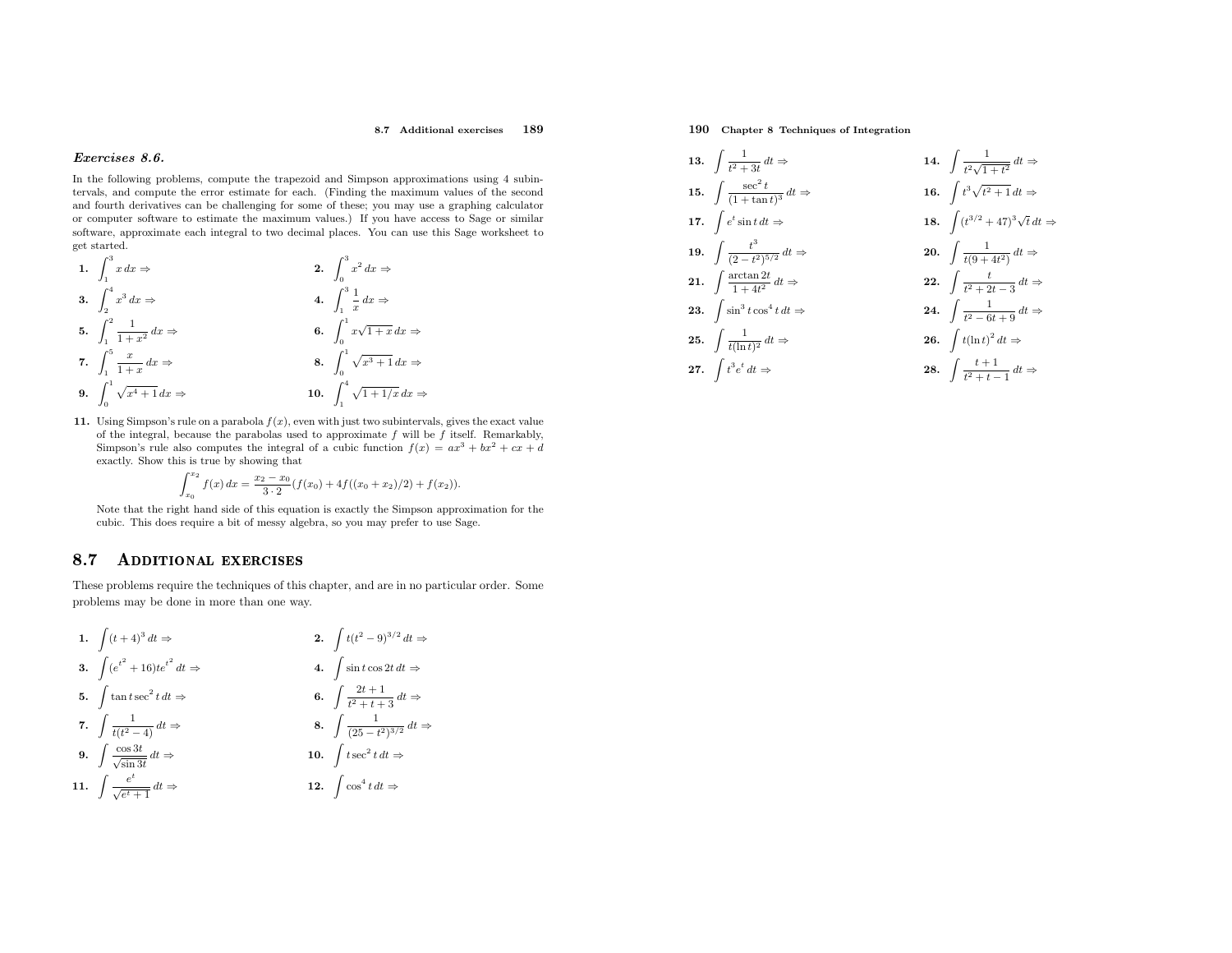### *Exercises 8.6.*

In the following problems, compute the trapezoid and Simpson approximations using 4 subintervals, and compute the error estimate for each. (Finding the maximum values of the second and fourth derivatives can be challenging for some of these; you may use a graphing calculator or computer software to estimate the maximum values.) If you have access to Sage or similar software, approximate each integral to two decimal places. You can use this Sage worksheet to get started.

**1.** $\displaystyle\int_1^3 x\,dx \Rightarrow$

**2.** $\displaystyle\int_0^3 x^2\,dx \Rightarrow$

**3.** $\displaystyle\int_2^4 x^3\,dx \Rightarrow$

**4.** $\displaystyle\int_1^3 \frac{1}{x}\,dx \Rightarrow$

**5.** $\displaystyle\int_1^2 \frac{1}{1+x^2}\,dx \Rightarrow$

**6.** $\displaystyle\int_0^1 x\sqrt{1+x}\,dx \Rightarrow$

**7.** $\displaystyle\int_1^5 \frac{x}{1+x}\,dx \Rightarrow$

**8.** $\displaystyle\int_0^1 \sqrt{x^3+1}\,dx \Rightarrow$

**9.** $\displaystyle\int_0^1 \sqrt{x^4+1}\,dx \Rightarrow$

**10.** $\displaystyle\int_1^4 \sqrt{1+1/x}\,dx \Rightarrow$

**11.** Using Simpson's rule on a parabola $f(x)$, even with just two subintervals, gives the exact value of the integral, because the parabolas used to approximate $f$ will be $f$ itself. Remarkably, Simpson's rule also computes the integral of a cubic function $f(x) = ax^3 + bx^2 + cx + d$ exactly. Show this is true by showing that

$$\int_{x_0}^{x_2} f(x)\,dx = \frac{x_2 - x_0}{3\cdot 2}(f(x_0) + 4f((x_0+x_2)/2) + f(x_2)).$$

Note that the right hand side of this equation is exactly the Simpson approximation for the cubic. This does require a bit of messy algebra, so you may prefer to use Sage.

## 8.7 Additional exercises

These problems require the techniques of this chapter, and are in no particular order. Some problems may be done in more than one way.

**1.** $\displaystyle\int (t+4)^3\,dt \Rightarrow$

**2.** $\displaystyle\int t(t^2-9)^{3/2}\,dt \Rightarrow$

**3.** $\displaystyle\int (e^{t^2}+16)te^{t^2}\,dt \Rightarrow$

**4.** $\displaystyle\int \sin t\cos 2t\,dt \Rightarrow$

**5.** $\displaystyle\int \tan t\sec^2 t\,dt \Rightarrow$

**6.** $\displaystyle\int \frac{2t+1}{t^2+t+3}\,dt \Rightarrow$

**7.** $\displaystyle\int \frac{1}{t(t^2-4)}\,dt \Rightarrow$

**8.** $\displaystyle\int \frac{1}{(25-t^2)^{3/2}}\,dt \Rightarrow$

**9.** $\displaystyle\int \frac{\cos 3t}{\sqrt{\sin 3t}}\,dt \Rightarrow$

**10.** $\displaystyle\int t\sec^2 t\,dt \Rightarrow$

**11.** $\displaystyle\int \frac{e^t}{\sqrt{e^t+1}}\,dt \Rightarrow$

**12.** $\displaystyle\int \cos^4 t\,dt \Rightarrow$

**13.** $\displaystyle\int \frac{1}{t^2+3t}\,dt \Rightarrow$

**14.** $\displaystyle\int \frac{1}{t^2\sqrt{1+t^2}}\,dt \Rightarrow$

**15.** $\displaystyle\int \frac{\sec^2 t}{(1+\tan t)^3}\,dt \Rightarrow$

**16.** $\displaystyle\int t^3\sqrt{t^2+1}\,dt \Rightarrow$

**17.** $\displaystyle\int e^t\sin t\,dt \Rightarrow$

**18.** $\displaystyle\int (t^{3/2}+47)^3\sqrt{t}\,dt \Rightarrow$

**19.** $\displaystyle\int \frac{t^3}{(2-t^2)^{5/2}}\,dt \Rightarrow$

**20.** $\displaystyle\int \frac{1}{t(9+4t^2)}\,dt \Rightarrow$

**21.** $\displaystyle\int \frac{\arctan 2t}{1+4t^2}\,dt \Rightarrow$

**22.** $\displaystyle\int \frac{t}{t^2+2t-3}\,dt \Rightarrow$

**23.** $\displaystyle\int \sin^3 t\cos^4 t\,dt \Rightarrow$

**24.** $\displaystyle\int \frac{1}{t^2-6t+9}\,dt \Rightarrow$

**25.** $\displaystyle\int \frac{1}{t(\ln t)^2}\,dt \Rightarrow$

**26.** $\displaystyle\int t(\ln t)^2\,dt \Rightarrow$

**27.** $\displaystyle\int t^3e^t\,dt \Rightarrow$

**28.** $\displaystyle\int \frac{t+1}{t^2+t-1}\,dt \Rightarrow$